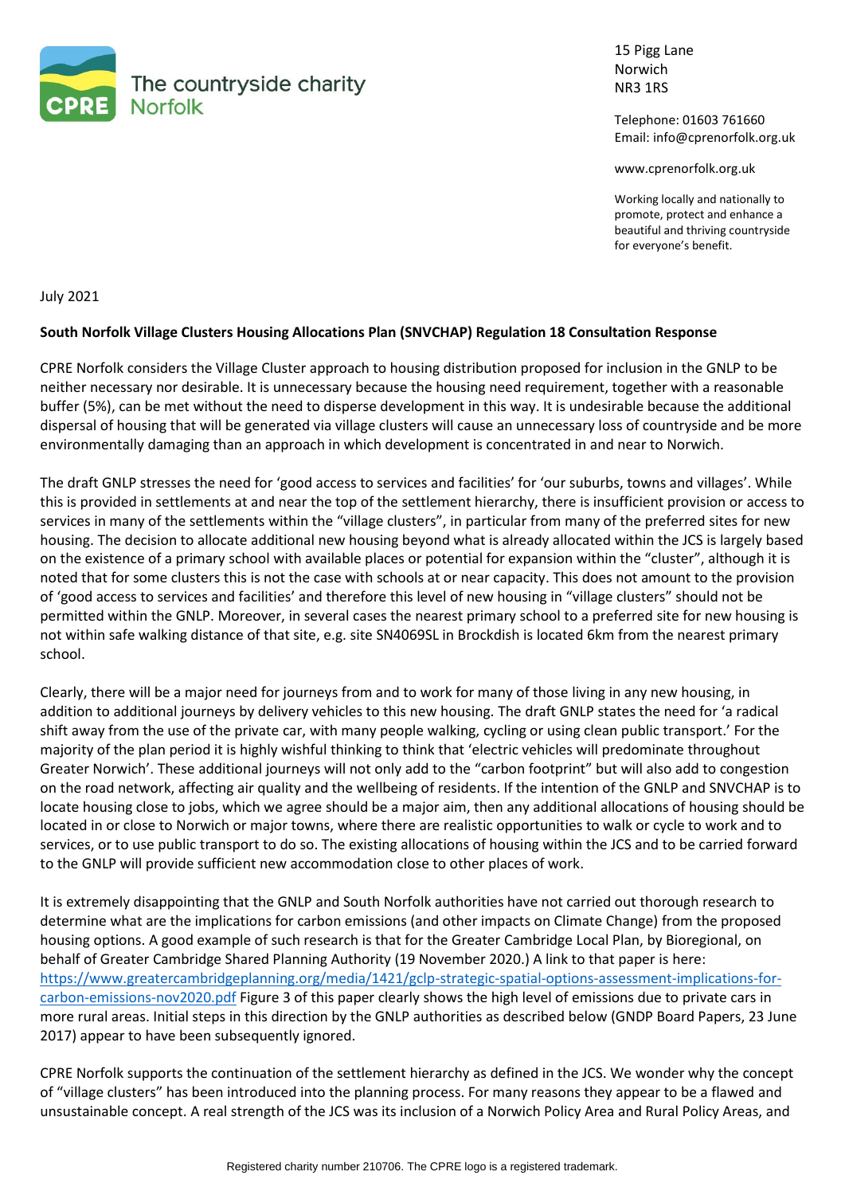The countryside charity
Norfolk

15 Pigg Lane
Norwich
NR3 1RS

Telephone: 01603 761660
Email: info@cprenorfolk.org.uk

www.cprenorfolk.org.uk

Working locally and nationally to promote, protect and enhance a beautiful and thriving countryside for everyone's benefit.

July 2021

**South Norfolk Village Clusters Housing Allocations Plan (SNVCHAP) Regulation 18 Consultation Response**

CPRE Norfolk considers the Village Cluster approach to housing distribution proposed for inclusion in the GNLP to be neither necessary nor desirable. It is unnecessary because the housing need requirement, together with a reasonable buffer (5%), can be met without the need to disperse development in this way. It is undesirable because the additional dispersal of housing that will be generated via village clusters will cause an unnecessary loss of countryside and be more environmentally damaging than an approach in which development is concentrated in and near to Norwich.

The draft GNLP stresses the need for 'good access to services and facilities' for 'our suburbs, towns and villages'. While this is provided in settlements at and near the top of the settlement hierarchy, there is insufficient provision or access to services in many of the settlements within the "village clusters", in particular from many of the preferred sites for new housing. The decision to allocate additional new housing beyond what is already allocated within the JCS is largely based on the existence of a primary school with available places or potential for expansion within the "cluster", although it is noted that for some clusters this is not the case with schools at or near capacity. This does not amount to the provision of 'good access to services and facilities' and therefore this level of new housing in "village clusters" should not be permitted within the GNLP. Moreover, in several cases the nearest primary school to a preferred site for new housing is not within safe walking distance of that site, e.g. site SN4069SL in Brockdish is located 6km from the nearest primary school.

Clearly, there will be a major need for journeys from and to work for many of those living in any new housing, in addition to additional journeys by delivery vehicles to this new housing. The draft GNLP states the need for 'a radical shift away from the use of the private car, with many people walking, cycling or using clean public transport.' For the majority of the plan period it is highly wishful thinking to think that 'electric vehicles will predominate throughout Greater Norwich'. These additional journeys will not only add to the "carbon footprint" but will also add to congestion on the road network, affecting air quality and the wellbeing of residents. If the intention of the GNLP and SNVCHAP is to locate housing close to jobs, which we agree should be a major aim, then any additional allocations of housing should be located in or close to Norwich or major towns, where there are realistic opportunities to walk or cycle to work and to services, or to use public transport to do so. The existing allocations of housing within the JCS and to be carried forward to the GNLP will provide sufficient new accommodation close to other places of work.

It is extremely disappointing that the GNLP and South Norfolk authorities have not carried out thorough research to determine what are the implications for carbon emissions (and other impacts on Climate Change) from the proposed housing options. A good example of such research is that for the Greater Cambridge Local Plan, by Bioregional, on behalf of Greater Cambridge Shared Planning Authority (19 November 2020.) A link to that paper is here: [https://www.greatercambridgeplanning.org/media/1421/gclp-strategic-spatial-options-assessment-implications-for-carbon-emissions-nov2020.pdf](https://www.greatercambridgeplanning.org/media/1421/gclp-strategic-spatial-options-assessment-implications-for-carbon-emissions-nov2020.pdf) Figure 3 of this paper clearly shows the high level of emissions due to private cars in more rural areas. Initial steps in this direction by the GNLP authorities as described below (GNDP Board Papers, 23 June 2017) appear to have been subsequently ignored.

CPRE Norfolk supports the continuation of the settlement hierarchy as defined in the JCS. We wonder why the concept of "village clusters" has been introduced into the planning process. For many reasons they appear to be a flawed and unsustainable concept. A real strength of the JCS was its inclusion of a Norwich Policy Area and Rural Policy Areas, and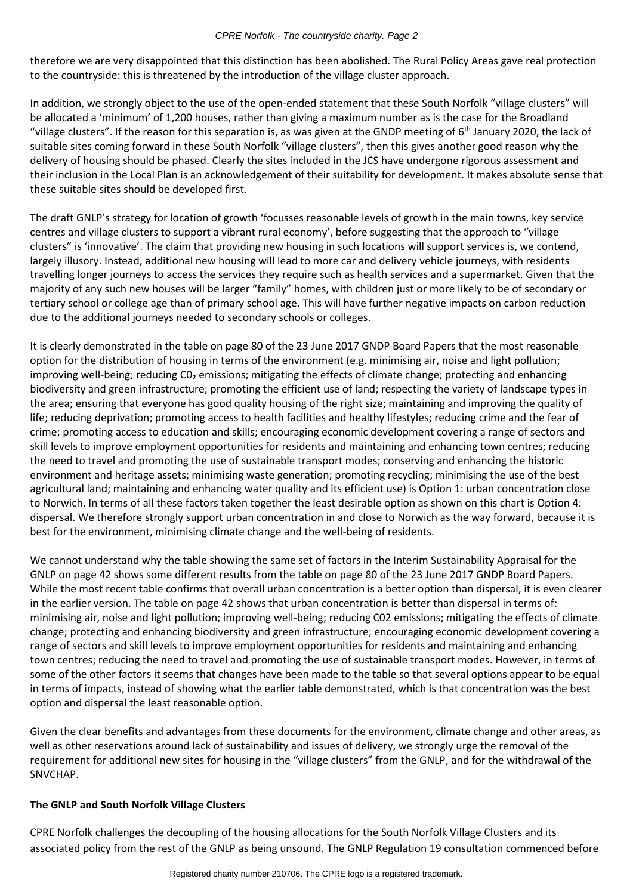therefore we are very disappointed that this distinction has been abolished. The Rural Policy Areas gave real protection to the countryside: this is threatened by the introduction of the village cluster approach.

In addition, we strongly object to the use of the open-ended statement that these South Norfolk "village clusters" will be allocated a 'minimum' of 1,200 houses, rather than giving a maximum number as is the case for the Broadland "village clusters". If the reason for this separation is, as was given at the GNDP meeting of 6th January 2020, the lack of suitable sites coming forward in these South Norfolk "village clusters", then this gives another good reason why the delivery of housing should be phased. Clearly the sites included in the JCS have undergone rigorous assessment and their inclusion in the Local Plan is an acknowledgement of their suitability for development. It makes absolute sense that these suitable sites should be developed first.

The draft GNLP's strategy for location of growth 'focusses reasonable levels of growth in the main towns, key service centres and village clusters to support a vibrant rural economy', before suggesting that the approach to "village clusters" is 'innovative'. The claim that providing new housing in such locations will support services is, we contend, largely illusory. Instead, additional new housing will lead to more car and delivery vehicle journeys, with residents travelling longer journeys to access the services they require such as health services and a supermarket. Given that the majority of any such new houses will be larger "family" homes, with children just or more likely to be of secondary or tertiary school or college age than of primary school age. This will have further negative impacts on carbon reduction due to the additional journeys needed to secondary schools or colleges.

It is clearly demonstrated in the table on page 80 of the 23 June 2017 GNDP Board Papers that the most reasonable option for the distribution of housing in terms of the environment (e.g. minimising air, noise and light pollution; improving well-being; reducing $C0_2$ emissions; mitigating the effects of climate change; protecting and enhancing biodiversity and green infrastructure; promoting the efficient use of land; respecting the variety of landscape types in the area; ensuring that everyone has good quality housing of the right size; maintaining and improving the quality of life; reducing deprivation; promoting access to health facilities and healthy lifestyles; reducing crime and the fear of crime; promoting access to education and skills; encouraging economic development covering a range of sectors and skill levels to improve employment opportunities for residents and maintaining and enhancing town centres; reducing the need to travel and promoting the use of sustainable transport modes; conserving and enhancing the historic environment and heritage assets; minimising waste generation; promoting recycling; minimising the use of the best agricultural land; maintaining and enhancing water quality and its efficient use) is Option 1: urban concentration close to Norwich. In terms of all these factors taken together the least desirable option as shown on this chart is Option 4: dispersal. We therefore strongly support urban concentration in and close to Norwich as the way forward, because it is best for the environment, minimising climate change and the well-being of residents.

We cannot understand why the table showing the same set of factors in the Interim Sustainability Appraisal for the GNLP on page 42 shows some different results from the table on page 80 of the 23 June 2017 GNDP Board Papers. While the most recent table confirms that overall urban concentration is a better option than dispersal, it is even clearer in the earlier version. The table on page 42 shows that urban concentration is better than dispersal in terms of: minimising air, noise and light pollution; improving well-being; reducing C02 emissions; mitigating the effects of climate change; protecting and enhancing biodiversity and green infrastructure; encouraging economic development covering a range of sectors and skill levels to improve employment opportunities for residents and maintaining and enhancing town centres; reducing the need to travel and promoting the use of sustainable transport modes. However, in terms of some of the other factors it seems that changes have been made to the table so that several options appear to be equal in terms of impacts, instead of showing what the earlier table demonstrated, which is that concentration was the best option and dispersal the least reasonable option.

Given the clear benefits and advantages from these documents for the environment, climate change and other areas, as well as other reservations around lack of sustainability and issues of delivery, we strongly urge the removal of the requirement for additional new sites for housing in the "village clusters" from the GNLP, and for the withdrawal of the SNVCHAP.

**The GNLP and South Norfolk Village Clusters**

CPRE Norfolk challenges the decoupling of the housing allocations for the South Norfolk Village Clusters and its associated policy from the rest of the GNLP as being unsound. The GNLP Regulation 19 consultation commenced before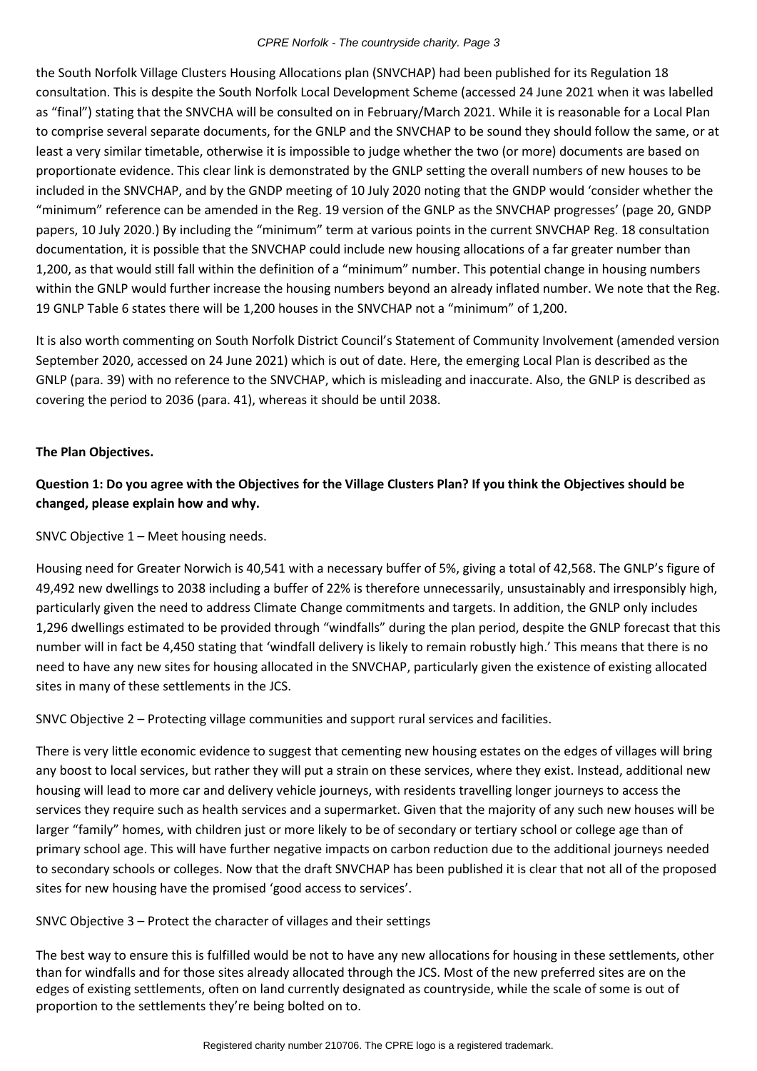the South Norfolk Village Clusters Housing Allocations plan (SNVCHAP) had been published for its Regulation 18 consultation. This is despite the South Norfolk Local Development Scheme (accessed 24 June 2021 when it was labelled as "final") stating that the SNVCHA will be consulted on in February/March 2021. While it is reasonable for a Local Plan to comprise several separate documents, for the GNLP and the SNVCHAP to be sound they should follow the same, or at least a very similar timetable, otherwise it is impossible to judge whether the two (or more) documents are based on proportionate evidence. This clear link is demonstrated by the GNLP setting the overall numbers of new houses to be included in the SNVCHAP, and by the GNDP meeting of 10 July 2020 noting that the GNDP would 'consider whether the "minimum" reference can be amended in the Reg. 19 version of the GNLP as the SNVCHAP progresses' (page 20, GNDP papers, 10 July 2020.) By including the "minimum" term at various points in the current SNVCHAP Reg. 18 consultation documentation, it is possible that the SNVCHAP could include new housing allocations of a far greater number than 1,200, as that would still fall within the definition of a "minimum" number. This potential change in housing numbers within the GNLP would further increase the housing numbers beyond an already inflated number. We note that the Reg. 19 GNLP Table 6 states there will be 1,200 houses in the SNVCHAP not a "minimum" of 1,200.

It is also worth commenting on South Norfolk District Council's Statement of Community Involvement (amended version September 2020, accessed on 24 June 2021) which is out of date. Here, the emerging Local Plan is described as the GNLP (para. 39) with no reference to the SNVCHAP, which is misleading and inaccurate. Also, the GNLP is described as covering the period to 2036 (para. 41), whereas it should be until 2038.

**The Plan Objectives.**

**Question 1: Do you agree with the Objectives for the Village Clusters Plan? If you think the Objectives should be changed, please explain how and why.**

SNVC Objective 1 – Meet housing needs.

Housing need for Greater Norwich is 40,541 with a necessary buffer of 5%, giving a total of 42,568. The GNLP's figure of 49,492 new dwellings to 2038 including a buffer of 22% is therefore unnecessarily, unsustainably and irresponsibly high, particularly given the need to address Climate Change commitments and targets. In addition, the GNLP only includes 1,296 dwellings estimated to be provided through "windfalls" during the plan period, despite the GNLP forecast that this number will in fact be 4,450 stating that 'windfall delivery is likely to remain robustly high.' This means that there is no need to have any new sites for housing allocated in the SNVCHAP, particularly given the existence of existing allocated sites in many of these settlements in the JCS.

SNVC Objective 2 – Protecting village communities and support rural services and facilities.

There is very little economic evidence to suggest that cementing new housing estates on the edges of villages will bring any boost to local services, but rather they will put a strain on these services, where they exist. Instead, additional new housing will lead to more car and delivery vehicle journeys, with residents travelling longer journeys to access the services they require such as health services and a supermarket. Given that the majority of any such new houses will be larger "family" homes, with children just or more likely to be of secondary or tertiary school or college age than of primary school age. This will have further negative impacts on carbon reduction due to the additional journeys needed to secondary schools or colleges. Now that the draft SNVCHAP has been published it is clear that not all of the proposed sites for new housing have the promised 'good access to services'.

SNVC Objective 3 – Protect the character of villages and their settings

The best way to ensure this is fulfilled would be not to have any new allocations for housing in these settlements, other than for windfalls and for those sites already allocated through the JCS. Most of the new preferred sites are on the edges of existing settlements, often on land currently designated as countryside, while the scale of some is out of proportion to the settlements they're being bolted on to.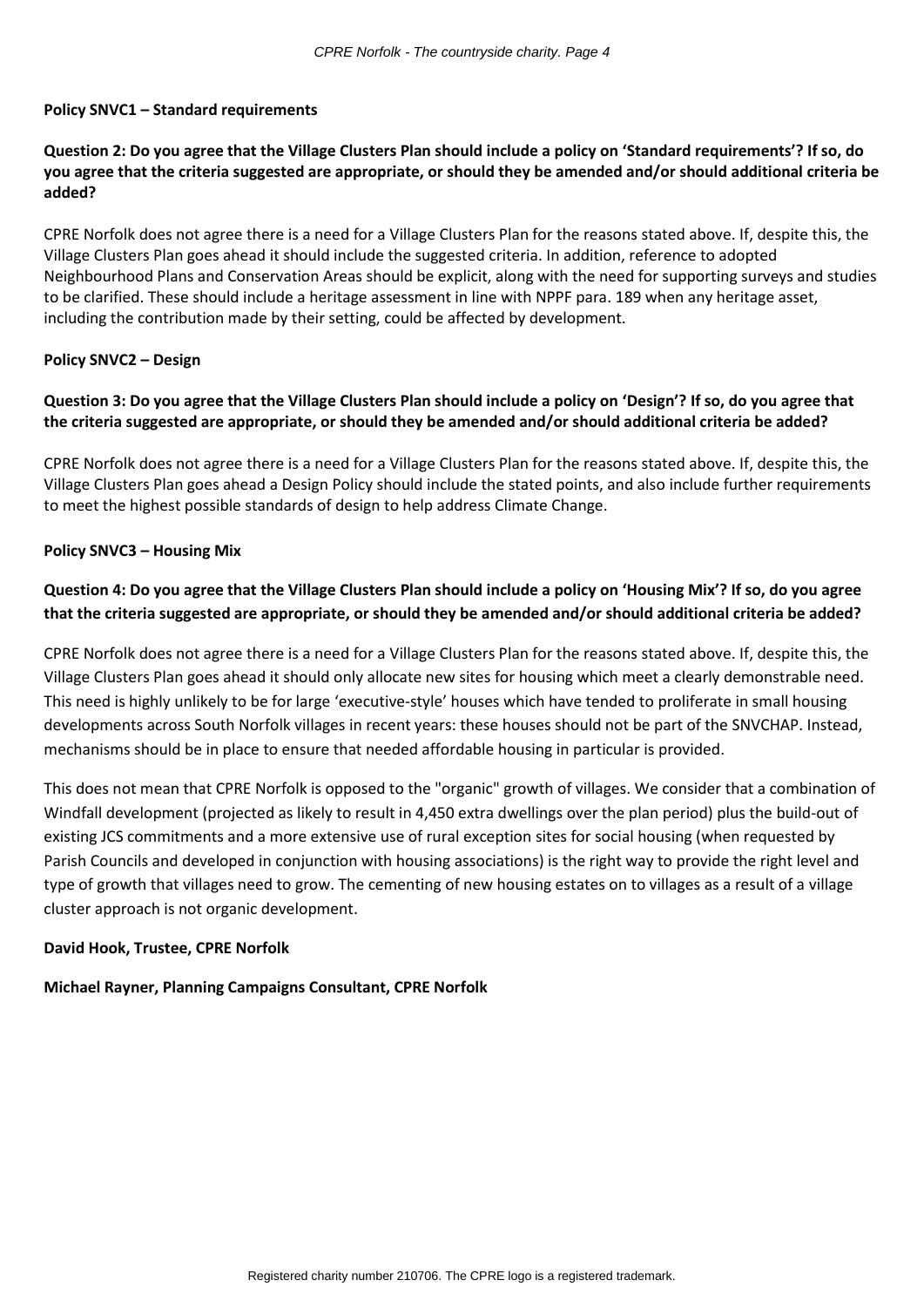**Policy SNVC1 – Standard requirements**

**Question 2: Do you agree that the Village Clusters Plan should include a policy on 'Standard requirements'? If so, do you agree that the criteria suggested are appropriate, or should they be amended and/or should additional criteria be added?**

CPRE Norfolk does not agree there is a need for a Village Clusters Plan for the reasons stated above. If, despite this, the Village Clusters Plan goes ahead it should include the suggested criteria. In addition, reference to adopted Neighbourhood Plans and Conservation Areas should be explicit, along with the need for supporting surveys and studies to be clarified. These should include a heritage assessment in line with NPPF para. 189 when any heritage asset, including the contribution made by their setting, could be affected by development.

**Policy SNVC2 – Design**

**Question 3: Do you agree that the Village Clusters Plan should include a policy on 'Design'? If so, do you agree that the criteria suggested are appropriate, or should they be amended and/or should additional criteria be added?**

CPRE Norfolk does not agree there is a need for a Village Clusters Plan for the reasons stated above. If, despite this, the Village Clusters Plan goes ahead a Design Policy should include the stated points, and also include further requirements to meet the highest possible standards of design to help address Climate Change.

**Policy SNVC3 – Housing Mix**

**Question 4: Do you agree that the Village Clusters Plan should include a policy on 'Housing Mix'? If so, do you agree that the criteria suggested are appropriate, or should they be amended and/or should additional criteria be added?**

CPRE Norfolk does not agree there is a need for a Village Clusters Plan for the reasons stated above. If, despite this, the Village Clusters Plan goes ahead it should only allocate new sites for housing which meet a clearly demonstrable need. This need is highly unlikely to be for large 'executive-style' houses which have tended to proliferate in small housing developments across South Norfolk villages in recent years: these houses should not be part of the SNVCHAP. Instead, mechanisms should be in place to ensure that needed affordable housing in particular is provided.

This does not mean that CPRE Norfolk is opposed to the "organic" growth of villages. We consider that a combination of Windfall development (projected as likely to result in 4,450 extra dwellings over the plan period) plus the build-out of existing JCS commitments and a more extensive use of rural exception sites for social housing (when requested by Parish Councils and developed in conjunction with housing associations) is the right way to provide the right level and type of growth that villages need to grow. The cementing of new housing estates on to villages as a result of a village cluster approach is not organic development.

**David Hook, Trustee, CPRE Norfolk**

**Michael Rayner, Planning Campaigns Consultant, CPRE Norfolk**